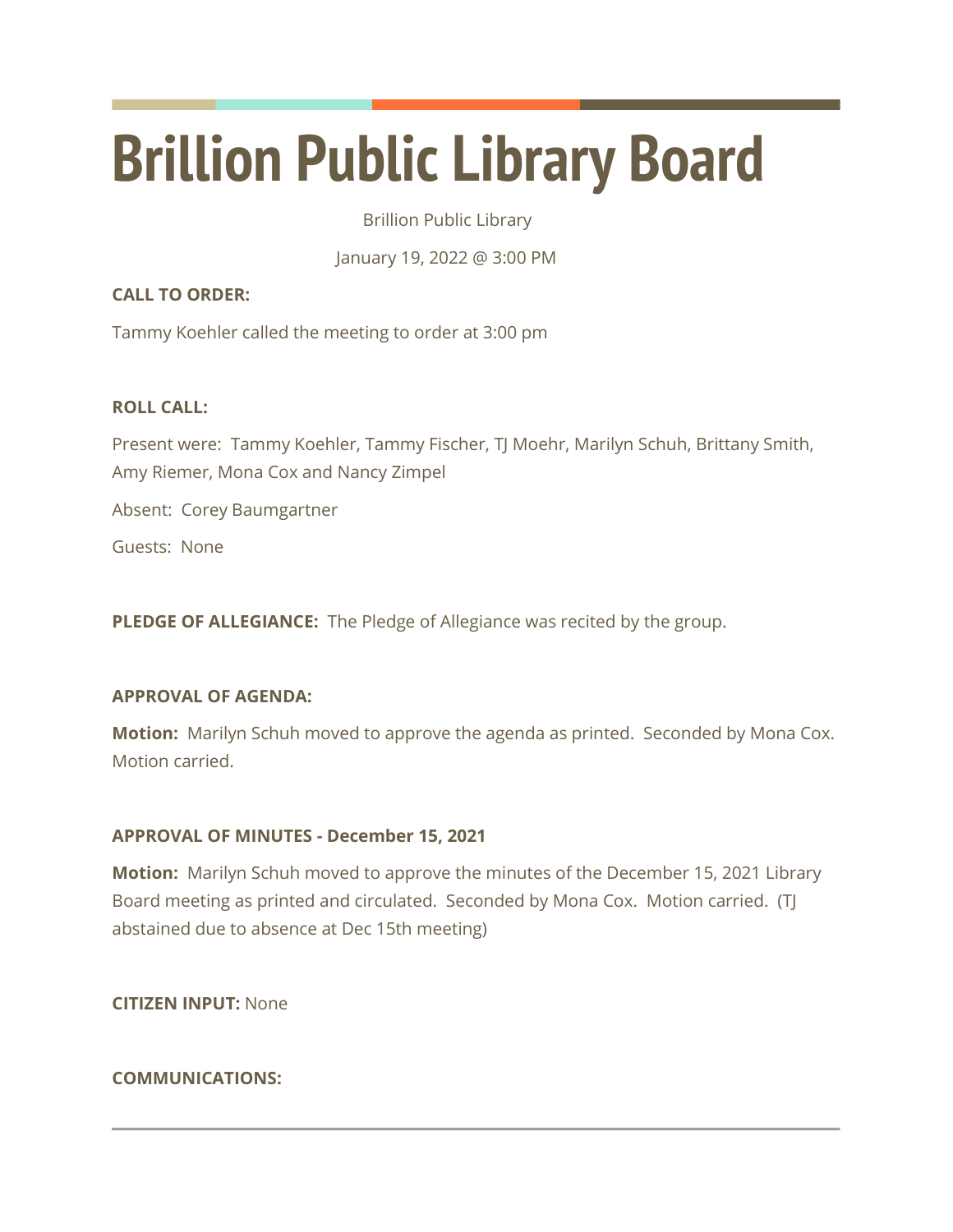# Brillion Public Library Board

Brillion Public Library

January 19, 2022 @ 3:00 PM

**CALL TO ORDER:**

Tammy Koehler called the meeting to order at 3:00 pm

**ROLL CALL:**

Present were: Tammy Koehler, Tammy Fischer, TJ Moehr, Marilyn Schuh, Brittany Smith, Amy Riemer, Mona Cox and Nancy Zimpel

Absent: Corey Baumgartner

Guests: None

**PLEDGE OF ALLEGIANCE:** The Pledge of Allegiance was recited by the group.

**APPROVAL OF AGENDA:**

**Motion:** Marilyn Schuh moved to approve the agenda as printed. Seconded by Mona Cox. Motion carried.

**APPROVAL OF MINUTES - December 15, 2021**

**Motion:** Marilyn Schuh moved to approve the minutes of the December 15, 2021 Library Board meeting as printed and circulated. Seconded by Mona Cox. Motion carried. (TJ abstained due to absence at Dec 15th meeting)

**CITIZEN INPUT:** None

**COMMUNICATIONS:**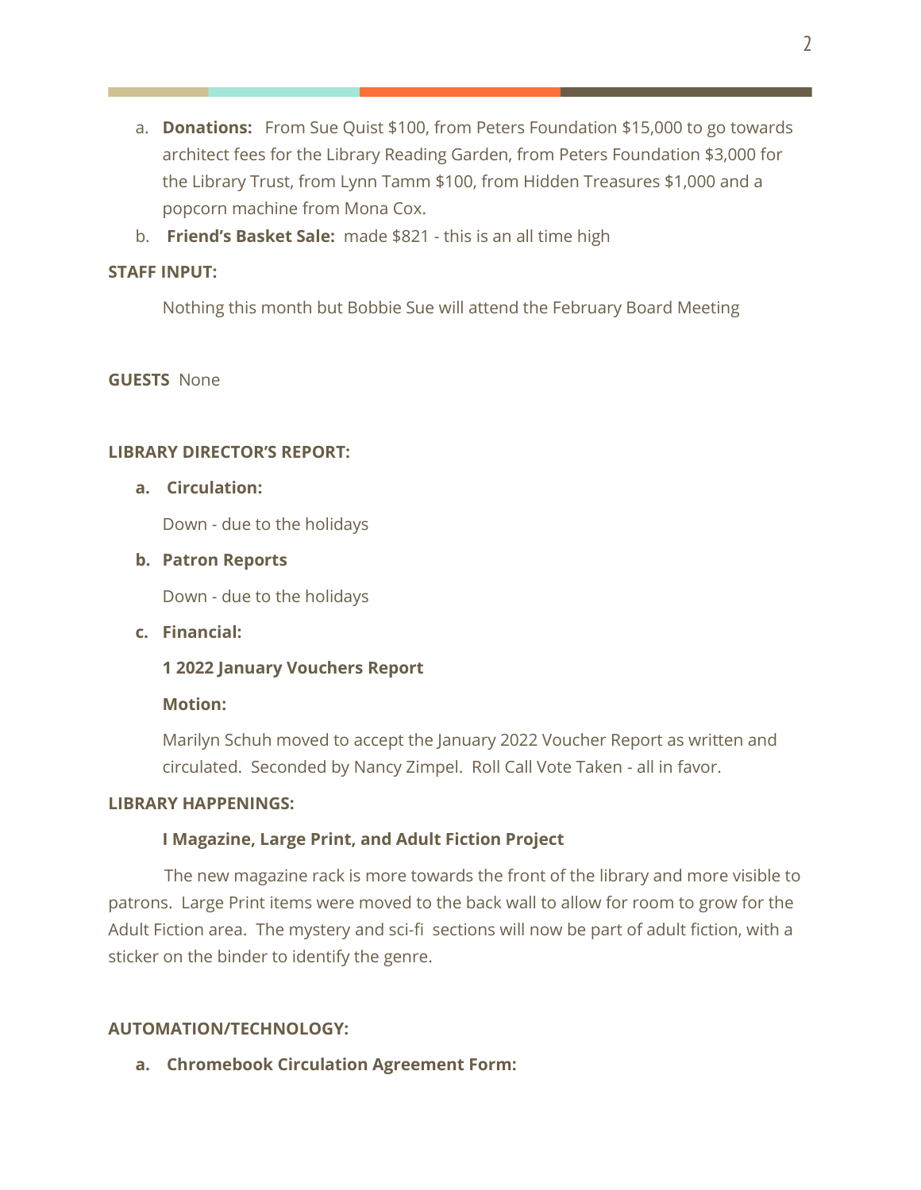a. **Donations:** From Sue Quist $100, from Peters Foundation $15,000 to go towards architect fees for the Library Reading Garden, from Peters Foundation $3,000 for the Library Trust, from Lynn Tamm $100, from Hidden Treasures $1,000 and a popcorn machine from Mona Cox.

b. **Friend's Basket Sale:** made $821 - this is an all time high

**STAFF INPUT:**

Nothing this month but Bobbie Sue will attend the February Board Meeting

**GUESTS** None

**LIBRARY DIRECTOR'S REPORT:**

**a. Circulation:**

Down - due to the holidays

**b. Patron Reports**

Down - due to the holidays

**c. Financial:**

**1 2022 January Vouchers Report**

**Motion:**

Marilyn Schuh moved to accept the January 2022 Voucher Report as written and circulated. Seconded by Nancy Zimpel. Roll Call Vote Taken - all in favor.

**LIBRARY HAPPENINGS:**

**I Magazine, Large Print, and Adult Fiction Project**

The new magazine rack is more towards the front of the library and more visible to patrons. Large Print items were moved to the back wall to allow for room to grow for the Adult Fiction area. The mystery and sci-fi sections will now be part of adult fiction, with a sticker on the binder to identify the genre.

**AUTOMATION/TECHNOLOGY:**

**a. Chromebook Circulation Agreement Form:**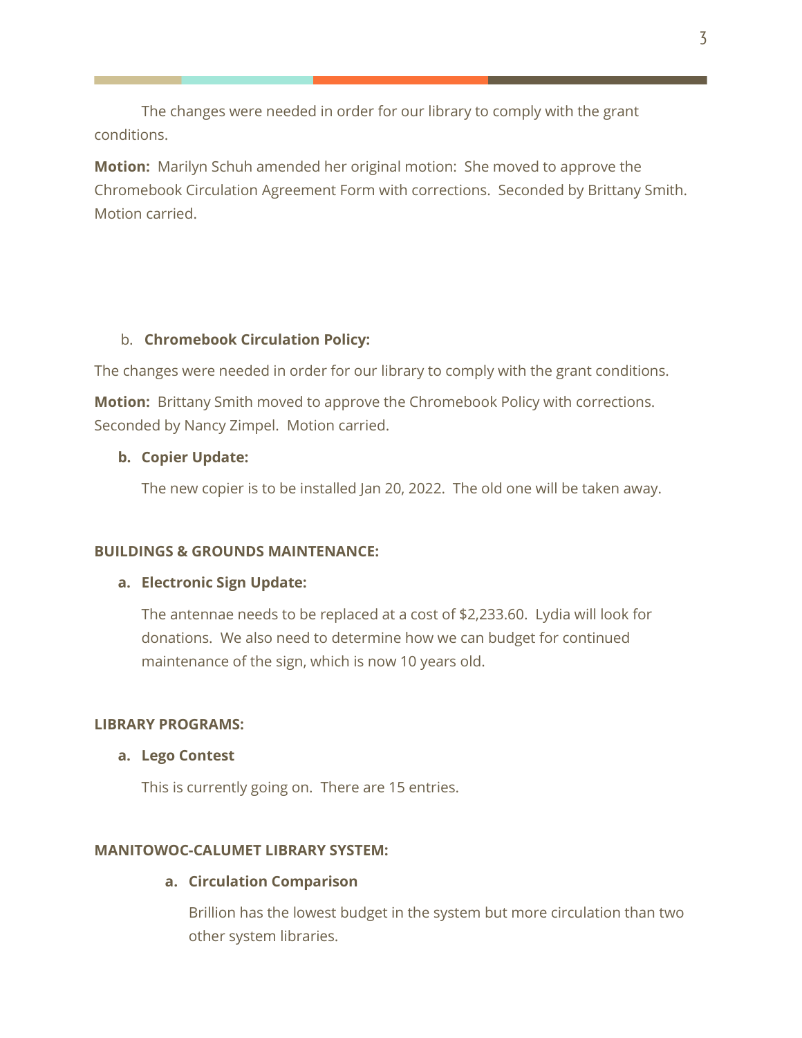The changes were needed in order for our library to comply with the grant conditions.

**Motion:** Marilyn Schuh amended her original motion: She moved to approve the Chromebook Circulation Agreement Form with corrections. Seconded by Brittany Smith. Motion carried.

b. **Chromebook Circulation Policy:**

The changes were needed in order for our library to comply with the grant conditions.

**Motion:** Brittany Smith moved to approve the Chromebook Policy with corrections. Seconded by Nancy Zimpel. Motion carried.

**b. Copier Update:**

The new copier is to be installed Jan 20, 2022. The old one will be taken away.

**BUILDINGS & GROUNDS MAINTENANCE:**

**a. Electronic Sign Update:**

The antennae needs to be replaced at a cost of $2,233.60. Lydia will look for donations. We also need to determine how we can budget for continued maintenance of the sign, which is now 10 years old.

**LIBRARY PROGRAMS:**

**a. Lego Contest**

This is currently going on. There are 15 entries.

**MANITOWOC-CALUMET LIBRARY SYSTEM:**

**a. Circulation Comparison**

Brillion has the lowest budget in the system but more circulation than two other system libraries.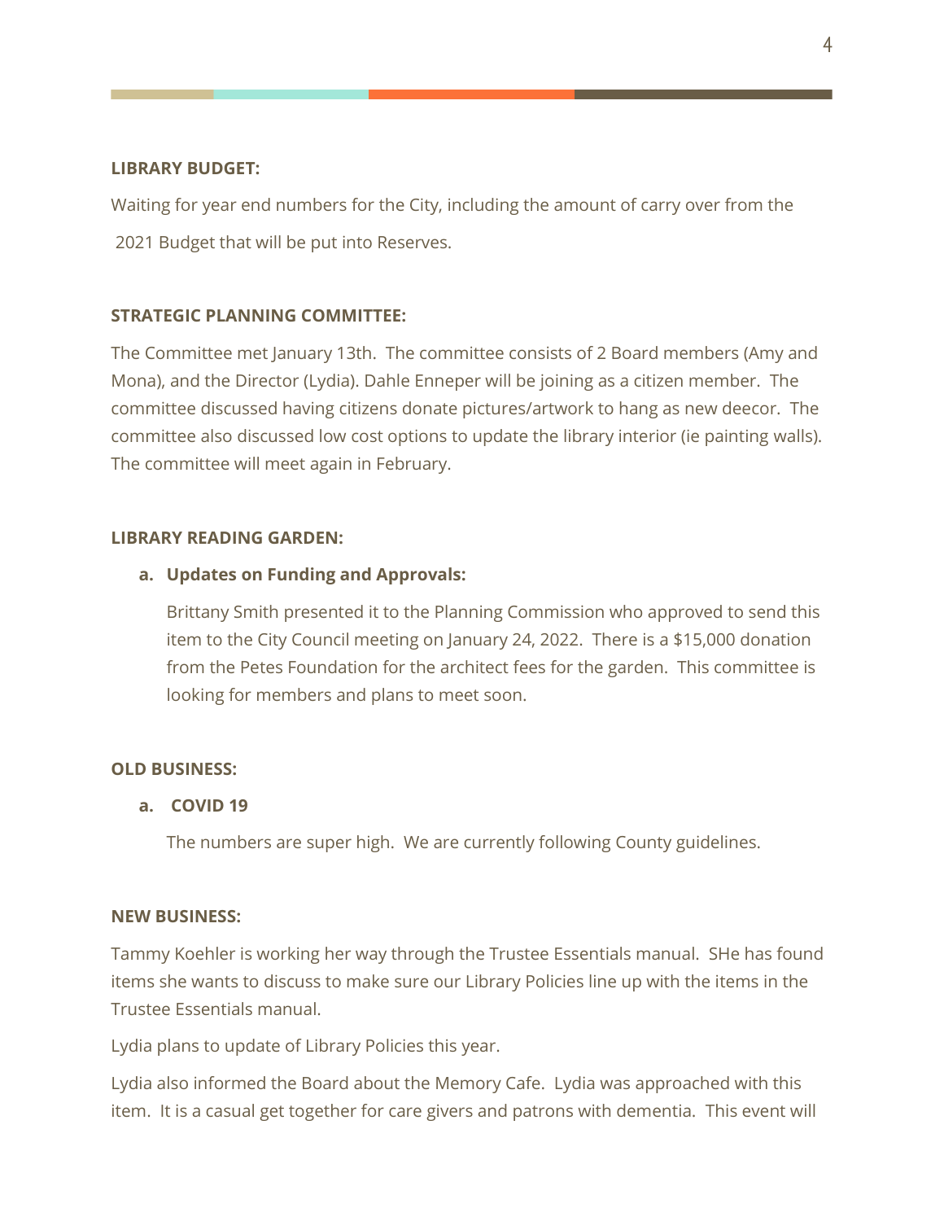**LIBRARY BUDGET:**

Waiting for year end numbers for the City, including the amount of carry over from the 2021 Budget that will be put into Reserves.

**STRATEGIC PLANNING COMMITTEE:**

The Committee met January 13th. The committee consists of 2 Board members (Amy and Mona), and the Director (Lydia). Dahle Enneper will be joining as a citizen member. The committee discussed having citizens donate pictures/artwork to hang as new deecor. The committee also discussed low cost options to update the library interior (ie painting walls). The committee will meet again in February.

**LIBRARY READING GARDEN:**

a. **Updates on Funding and Approvals:**

   Brittany Smith presented it to the Planning Commission who approved to send this item to the City Council meeting on January 24, 2022. There is a $15,000 donation from the Petes Foundation for the architect fees for the garden. This committee is looking for members and plans to meet soon.

**OLD BUSINESS:**

a. **COVID 19**

   The numbers are super high. We are currently following County guidelines.

**NEW BUSINESS:**

Tammy Koehler is working her way through the Trustee Essentials manual. SHe has found items she wants to discuss to make sure our Library Policies line up with the items in the Trustee Essentials manual.

Lydia plans to update of Library Policies this year.

Lydia also informed the Board about the Memory Cafe. Lydia was approached with this item. It is a casual get together for care givers and patrons with dementia. This event will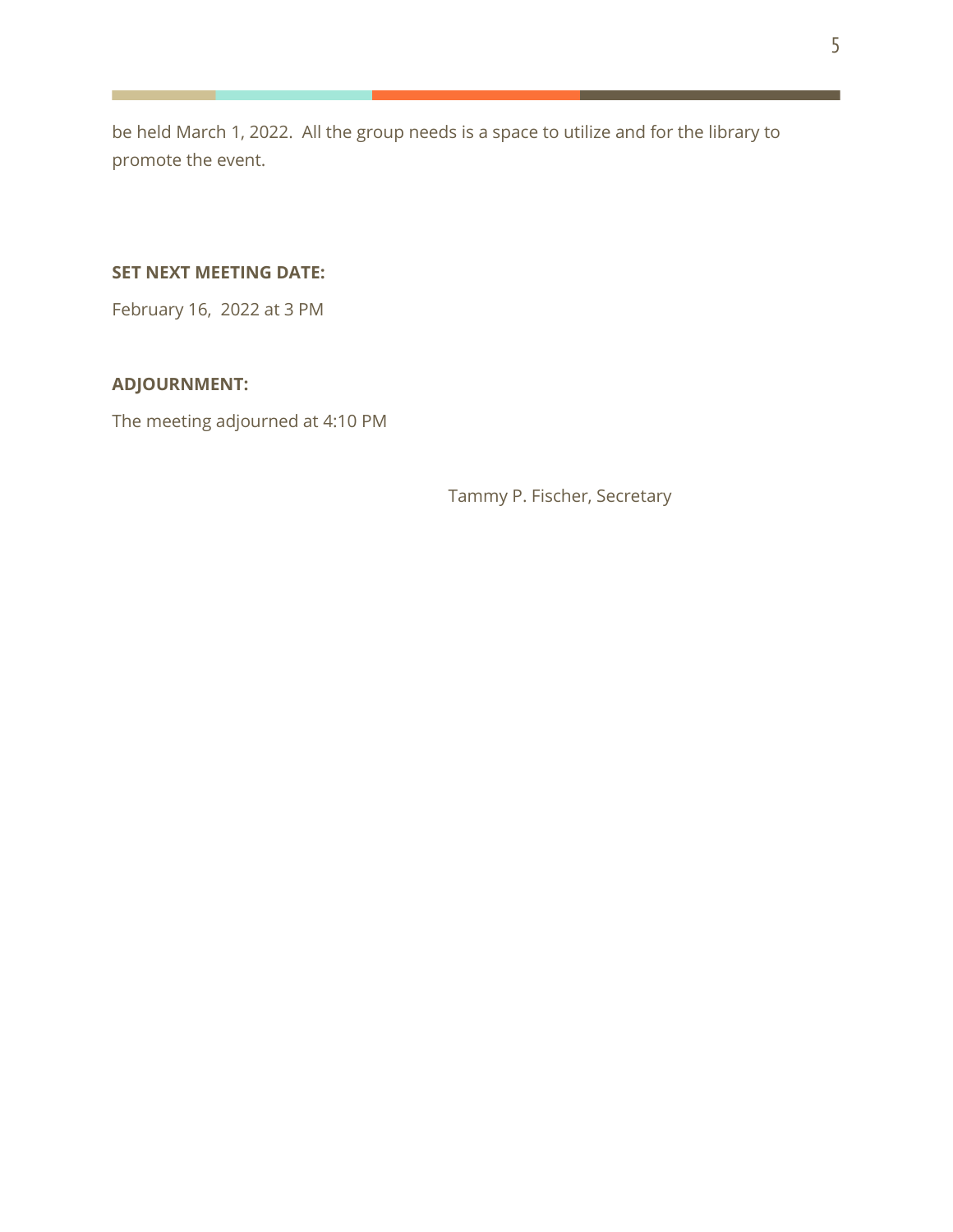be held March 1, 2022. All the group needs is a space to utilize and for the library to promote the event.

**SET NEXT MEETING DATE:**

February 16, 2022 at 3 PM

**ADJOURNMENT:**

The meeting adjourned at 4:10 PM

Tammy P. Fischer, Secretary